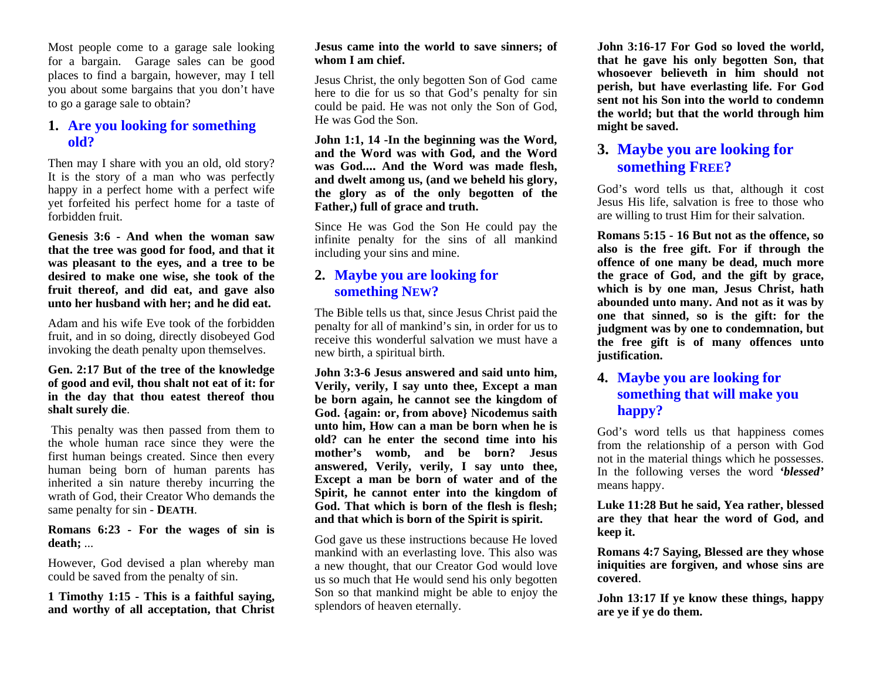Most people come to a garage sale looking for a bargain. Garage sales can be good places to find a bargain, however, may I tell you about some bargains that you don't have to go a garage sale to obtain?

## 1. Are you looking for something old?

Then may I share with you an old, old story? It is the story of a man who was perfectly happy in a perfect home with a perfect wife yet forfeited his perfect home for a taste of forbidden fruit.

**Genesis 3:6 - And when the woman saw that the tree was good for food, and that it was pleasant to the eyes, and a tree to be desired to make one wise, she took of the fruit thereof, and did eat, and gave also unto her husband with her; and he did eat.**

Adam and his wife Eve took of the forbidden fruit, and in so doing, directly disobeyed God invoking the death penalty upon themselves.

**Gen. 2:17 But of the tree of the knowledge of good and evil, thou shalt not eat of it: for in the day that thou eatest thereof thou shalt surely die**.

This penalty was then passed from them to the whole human race since they were the first human beings created. Since then every human being born of human parents has inherited a sin nature thereby incurring the wrath of God, their Creator Who demands the same penalty for sin - **DEATH**.

**Romans 6:23 - For the wages of sin is death;** ...

However, God devised a plan whereby man could be saved from the penalty of sin.

**1 Timothy 1:15 - This is a faithful saying, and worthy of all acceptation, that Christ Jesus came into the world to save sinners; of whom I am chief.**

Jesus Christ, the only begotten Son of God came here to die for us so that God's penalty for sin could be paid. He was not only the Son of God, He was God the Son.

**John 1:1, 14 -In the beginning was the Word, and the Word was with God, and the Word was God.... And the Word was made flesh, and dwelt among us, (and we beheld his glory, the glory as of the only begotten of the Father,) full of grace and truth.**

Since He was God the Son He could pay the infinite penalty for the sins of all mankind including your sins and mine.

## 2. Maybe you are looking for something NEW?

The Bible tells us that, since Jesus Christ paid the penalty for all of mankind's sin, in order for us to receive this wonderful salvation we must have a new birth, a spiritual birth.

**John 3:3-6 Jesus answered and said unto him, Verily, verily, I say unto thee, Except a man be born again, he cannot see the kingdom of God. {again: or, from above} Nicodemus saith unto him, How can a man be born when he is old? can he enter the second time into his mother's womb, and be born? Jesus answered, Verily, verily, I say unto thee, Except a man be born of water and of the Spirit, he cannot enter into the kingdom of God. That which is born of the flesh is flesh; and that which is born of the Spirit is spirit.**

God gave us these instructions because He loved mankind with an everlasting love. This also was a new thought, that our Creator God would love us so much that He would send his only begotten Son so that mankind might be able to enjoy the splendors of heaven eternally.

**John 3:16-17 For God so loved the world, that he gave his only begotten Son, that whosoever believeth in him should not perish, but have everlasting life. For God sent not his Son into the world to condemn the world; but that the world through him might be saved.**

## 3. Maybe you are looking for something FREE?

God's word tells us that, although it cost Jesus His life, salvation is free to those who are willing to trust Him for their salvation.

**Romans 5:15 - 16 But not as the offence, so also is the free gift. For if through the offence of one many be dead, much more the grace of God, and the gift by grace, which is by one man, Jesus Christ, hath abounded unto many. And not as it was by one that sinned, so is the gift: for the judgment was by one to condemnation, but the free gift is of many offences unto justification.**

## 4. Maybe you are looking for something that will make you happy?

God's word tells us that happiness comes from the relationship of a person with God not in the material things which he possesses. In the following verses the word ***'blessed'*** means happy.

**Luke 11:28 But he said, Yea rather, blessed are they that hear the word of God, and keep it.**

**Romans 4:7 Saying, Blessed are they whose iniquities are forgiven, and whose sins are covered**.

**John 13:17 If ye know these things, happy are ye if ye do them.**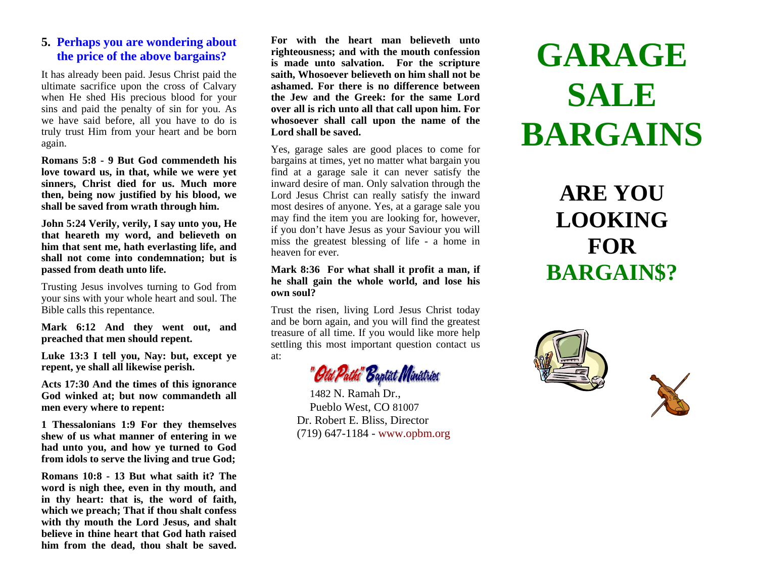## 5. Perhaps you are wondering about the price of the above bargains?

It has already been paid. Jesus Christ paid the ultimate sacrifice upon the cross of Calvary when He shed His precious blood for your sins and paid the penalty of sin for you. As we have said before, all you have to do is truly trust Him from your heart and be born again.

**Romans 5:8 - 9 But God commendeth his love toward us, in that, while we were yet sinners, Christ died for us. Much more then, being now justified by his blood, we shall be saved from wrath through him.**

**John 5:24 Verily, verily, I say unto you, He that heareth my word, and believeth on him that sent me, hath everlasting life, and shall not come into condemnation; but is passed from death unto life.**

Trusting Jesus involves turning to God from your sins with your whole heart and soul. The Bible calls this repentance.

**Mark 6:12 And they went out, and preached that men should repent.**

**Luke 13:3 I tell you, Nay: but, except ye repent, ye shall all likewise perish.**

**Acts 17:30 And the times of this ignorance God winked at; but now commandeth all men every where to repent:**

**1 Thessalonians 1:9 For they themselves shew of us what manner of entering in we had unto you, and how ye turned to God from idols to serve the living and true God;**

**Romans 10:8 - 13 But what saith it? The word is nigh thee, even in thy mouth, and in thy heart: that is, the word of faith, which we preach; That if thou shalt confess with thy mouth the Lord Jesus, and shalt believe in thine heart that God hath raised him from the dead, thou shalt be saved. For with the heart man believeth unto righteousness; and with the mouth confession is made unto salvation. For the scripture saith, Whosoever believeth on him shall not be ashamed. For there is no difference between the Jew and the Greek: for the same Lord over all is rich unto all that call upon him. For whosoever shall call upon the name of the Lord shall be saved.**

Yes, garage sales are good places to come for bargains at times, yet no matter what bargain you find at a garage sale it can never satisfy the inward desire of man. Only salvation through the Lord Jesus Christ can really satisfy the inward most desires of anyone. Yes, at a garage sale you may find the item you are looking for, however, if you don't have Jesus as your Saviour you will miss the greatest blessing of life - a home in heaven for ever.

**Mark 8:36 For what shall it profit a man, if he shall gain the whole world, and lose his own soul?**

Trust the risen, living Lord Jesus Christ today and be born again, and you will find the greatest treasure of all time. If you would like more help settling this most important question contact us at:

"Old Paths" Baptist Ministries

1482 N. Ramah Dr.,
Pueblo West, CO 81007
Dr. Robert E. Bliss, Director
(719) 647-1184 - www.opbm.org

# GARAGE SALE BARGAINS

## ARE YOU LOOKING FOR BARGAIN$?